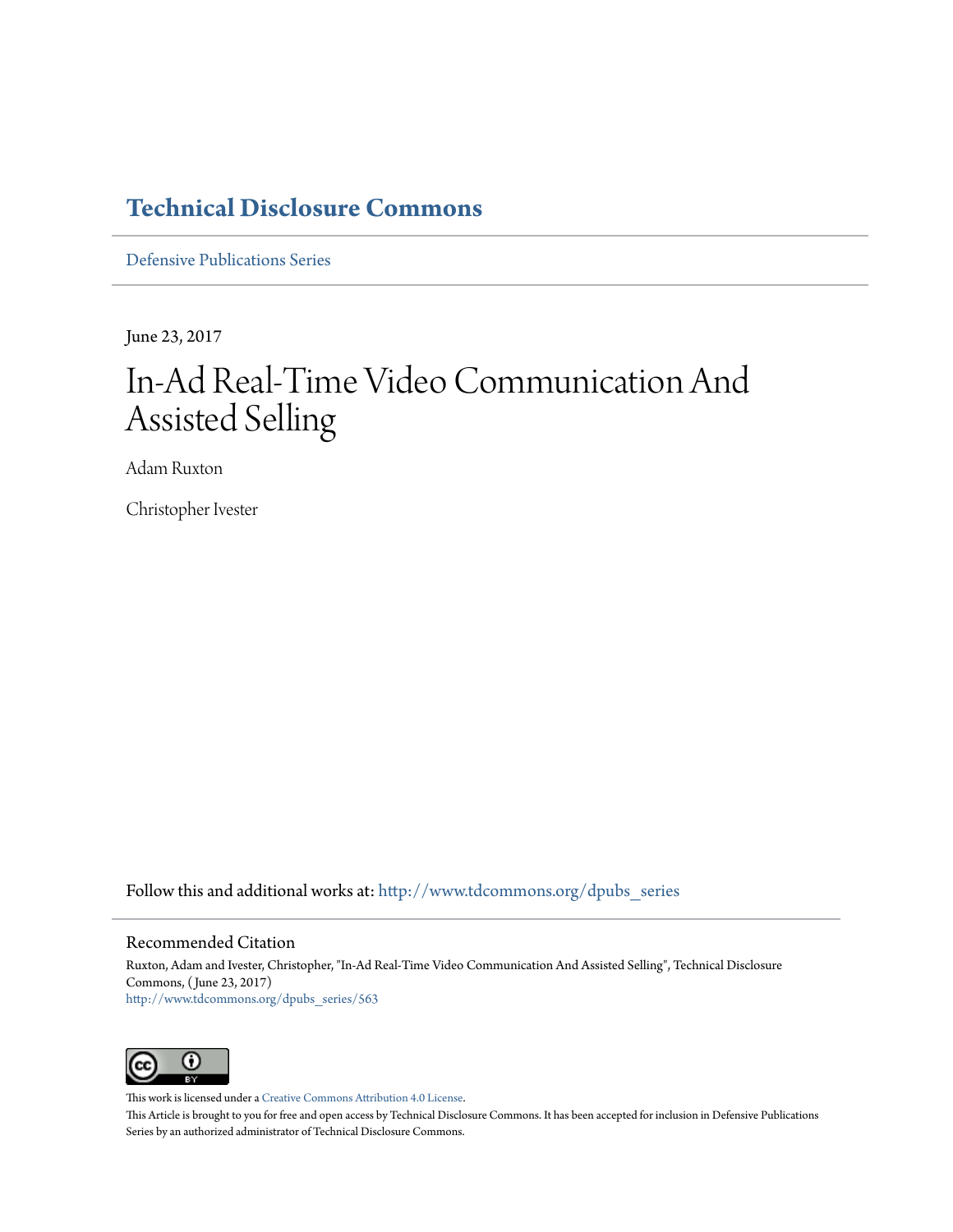# Technical Disclosure Commons

Defensive Publications Series

June 23, 2017

# In-Ad Real-Time Video Communication And Assisted Selling

Adam Ruxton

Christopher Ivester

Follow this and additional works at: http://www.tdcommons.org/dpubs_series

## Recommended Citation

Ruxton, Adam and Ivester, Christopher, "In-Ad Real-Time Video Communication And Assisted Selling", Technical Disclosure Commons, (June 23, 2017)
http://www.tdcommons.org/dpubs_series/563

This work is licensed under a Creative Commons Attribution 4.0 License.

This Article is brought to you for free and open access by Technical Disclosure Commons. It has been accepted for inclusion in Defensive Publications Series by an authorized administrator of Technical Disclosure Commons.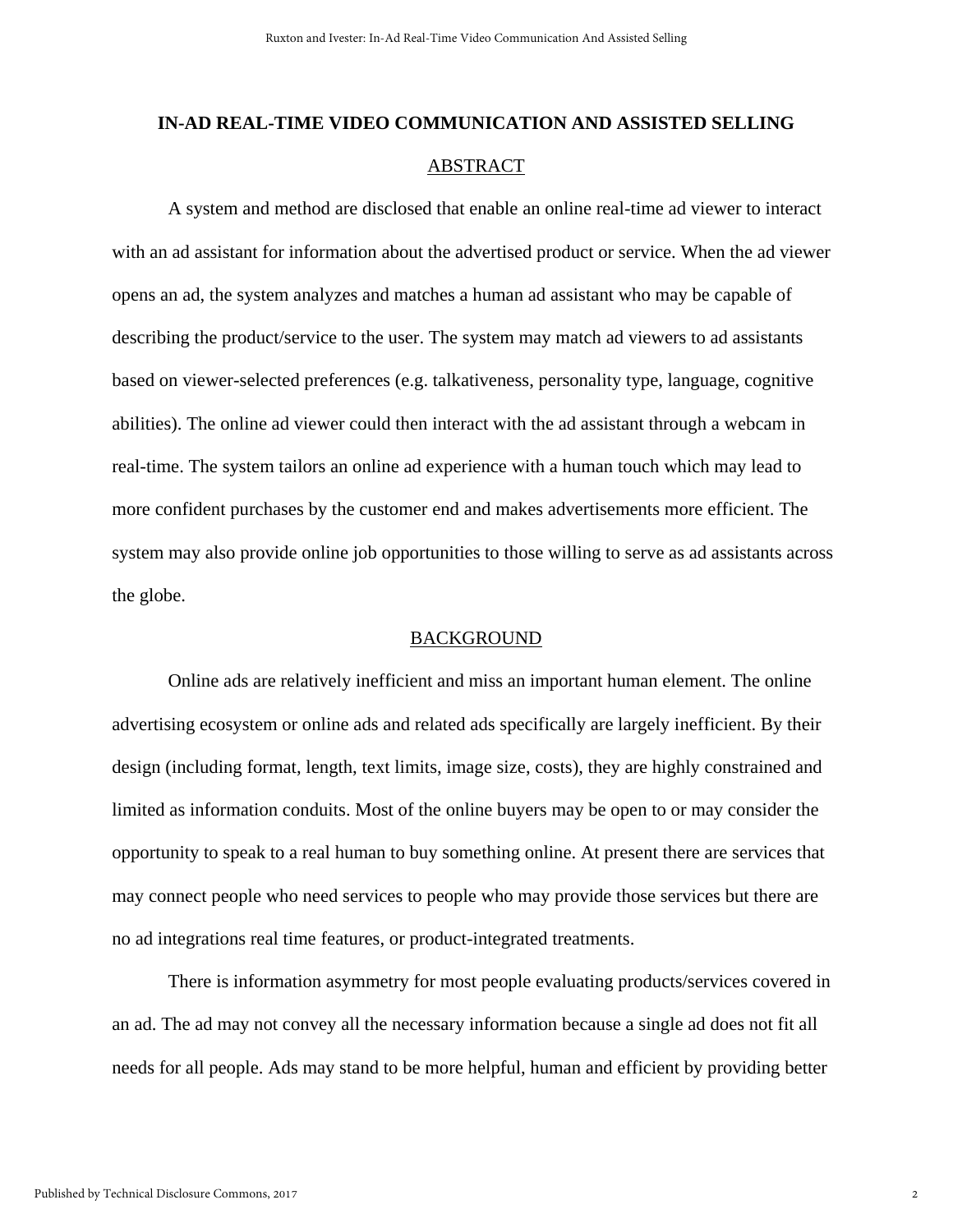# IN-AD REAL-TIME VIDEO COMMUNICATION AND ASSISTED SELLING

## ABSTRACT

A system and method are disclosed that enable an online real-time ad viewer to interact with an ad assistant for information about the advertised product or service. When the ad viewer opens an ad, the system analyzes and matches a human ad assistant who may be capable of describing the product/service to the user. The system may match ad viewers to ad assistants based on viewer-selected preferences (e.g. talkativeness, personality type, language, cognitive abilities). The online ad viewer could then interact with the ad assistant through a webcam in real-time. The system tailors an online ad experience with a human touch which may lead to more confident purchases by the customer end and makes advertisements more efficient. The system may also provide online job opportunities to those willing to serve as ad assistants across the globe.

## BACKGROUND

Online ads are relatively inefficient and miss an important human element. The online advertising ecosystem or online ads and related ads specifically are largely inefficient. By their design (including format, length, text limits, image size, costs), they are highly constrained and limited as information conduits. Most of the online buyers may be open to or may consider the opportunity to speak to a real human to buy something online. At present there are services that may connect people who need services to people who may provide those services but there are no ad integrations real time features, or product-integrated treatments.

There is information asymmetry for most people evaluating products/services covered in an ad. The ad may not convey all the necessary information because a single ad does not fit all needs for all people. Ads may stand to be more helpful, human and efficient by providing better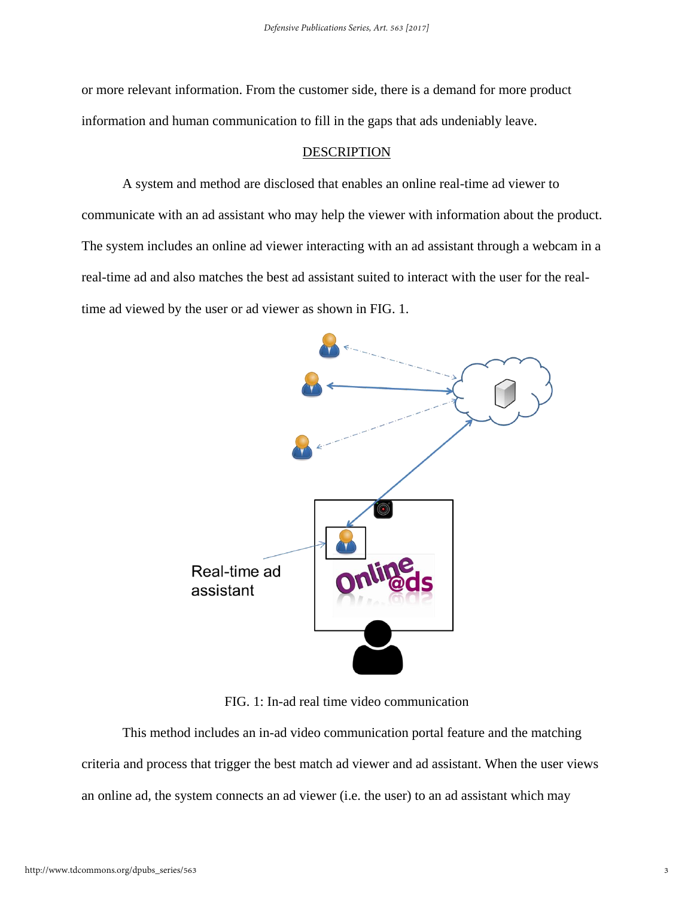or more relevant information. From the customer side, there is a demand for more product information and human communication to fill in the gaps that ads undeniably leave.

## DESCRIPTION

A system and method are disclosed that enables an online real-time ad viewer to communicate with an ad assistant who may help the viewer with information about the product. The system includes an online ad viewer interacting with an ad assistant through a webcam in a real-time ad and also matches the best ad assistant suited to interact with the user for the real-time ad viewed by the user or ad viewer as shown in FIG. 1.

FIG. 1: In-ad real time video communication

This method includes an in-ad video communication portal feature and the matching criteria and process that trigger the best match ad viewer and ad assistant. When the user views an online ad, the system connects an ad viewer (i.e. the user) to an ad assistant which may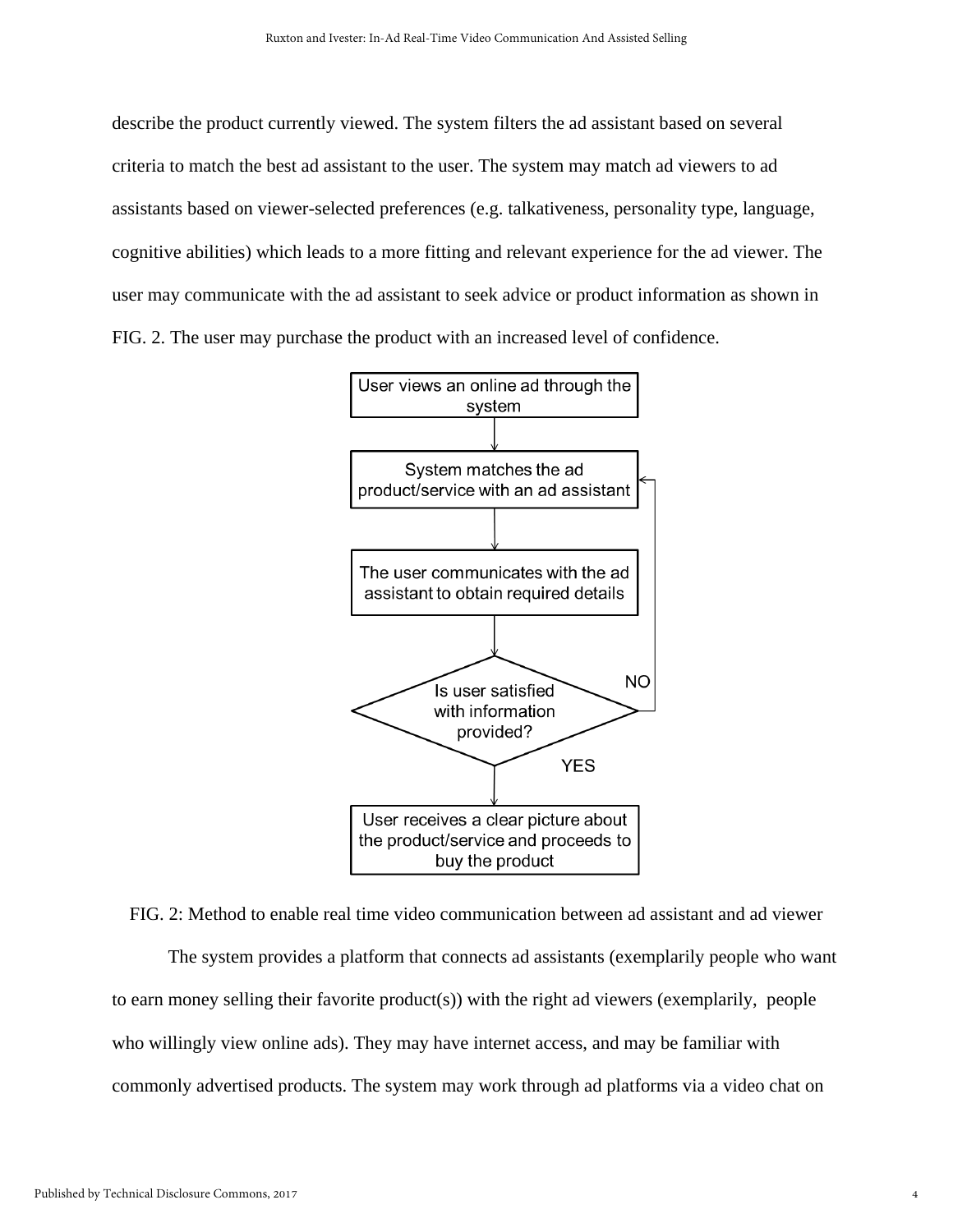describe the product currently viewed. The system filters the ad assistant based on several criteria to match the best ad assistant to the user. The system may match ad viewers to ad assistants based on viewer-selected preferences (e.g. talkativeness, personality type, language, cognitive abilities) which leads to a more fitting and relevant experience for the ad viewer. The user may communicate with the ad assistant to seek advice or product information as shown in FIG. 2. The user may purchase the product with an increased level of confidence.

User views an online ad through the system

System matches the ad product/service with an ad assistant

The user communicates with the ad assistant to obtain required details

Is user satisfied with information provided?

NO

YES

User receives a clear picture about the product/service and proceeds to buy the product

FIG. 2: Method to enable real time video communication between ad assistant and ad viewer

The system provides a platform that connects ad assistants (exemplarily people who want to earn money selling their favorite product(s)) with the right ad viewers (exemplarily, people who willingly view online ads). They may have internet access, and may be familiar with commonly advertised products. The system may work through ad platforms via a video chat on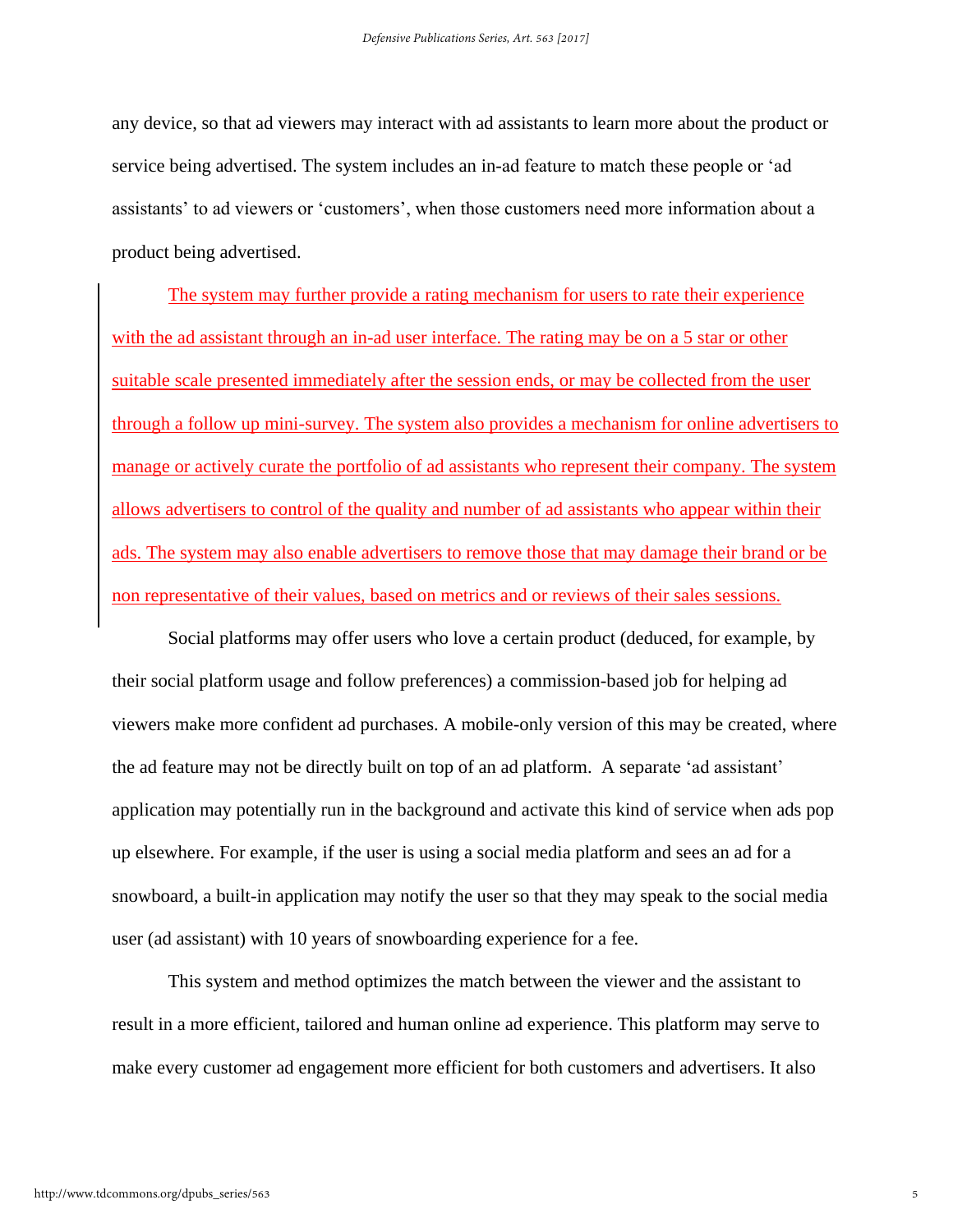any device, so that ad viewers may interact with ad assistants to learn more about the product or service being advertised. The system includes an in-ad feature to match these people or 'ad assistants' to ad viewers or 'customers', when those customers need more information about a product being advertised.

The system may further provide a rating mechanism for users to rate their experience with the ad assistant through an in-ad user interface. The rating may be on a 5 star or other suitable scale presented immediately after the session ends, or may be collected from the user through a follow up mini-survey. The system also provides a mechanism for online advertisers to manage or actively curate the portfolio of ad assistants who represent their company. The system allows advertisers to control of the quality and number of ad assistants who appear within their ads. The system may also enable advertisers to remove those that may damage their brand or be non representative of their values, based on metrics and or reviews of their sales sessions.

Social platforms may offer users who love a certain product (deduced, for example, by their social platform usage and follow preferences) a commission-based job for helping ad viewers make more confident ad purchases. A mobile-only version of this may be created, where the ad feature may not be directly built on top of an ad platform. A separate 'ad assistant' application may potentially run in the background and activate this kind of service when ads pop up elsewhere. For example, if the user is using a social media platform and sees an ad for a snowboard, a built-in application may notify the user so that they may speak to the social media user (ad assistant) with 10 years of snowboarding experience for a fee.

This system and method optimizes the match between the viewer and the assistant to result in a more efficient, tailored and human online ad experience. This platform may serve to make every customer ad engagement more efficient for both customers and advertisers. It also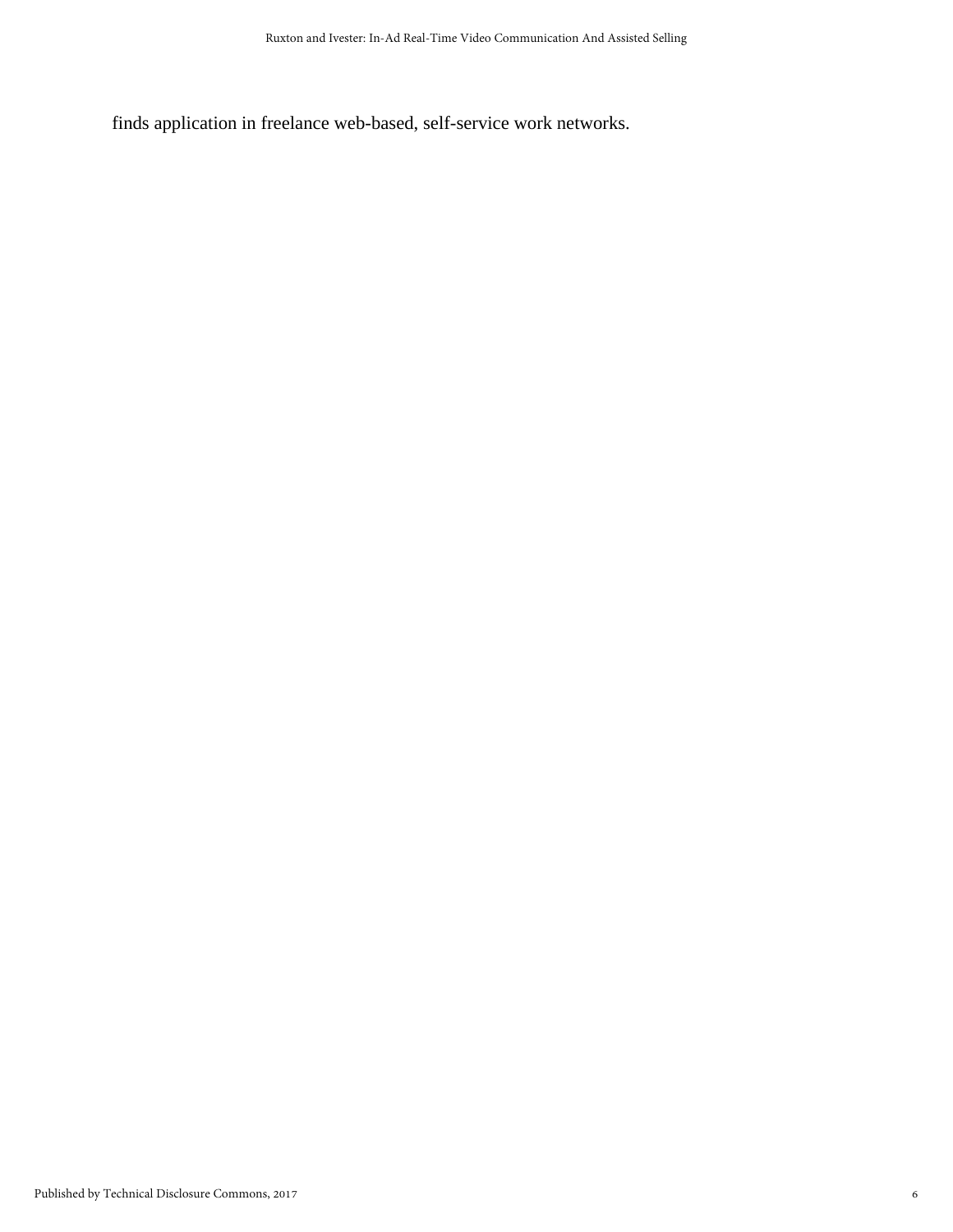finds application in freelance web-based, self-service work networks.